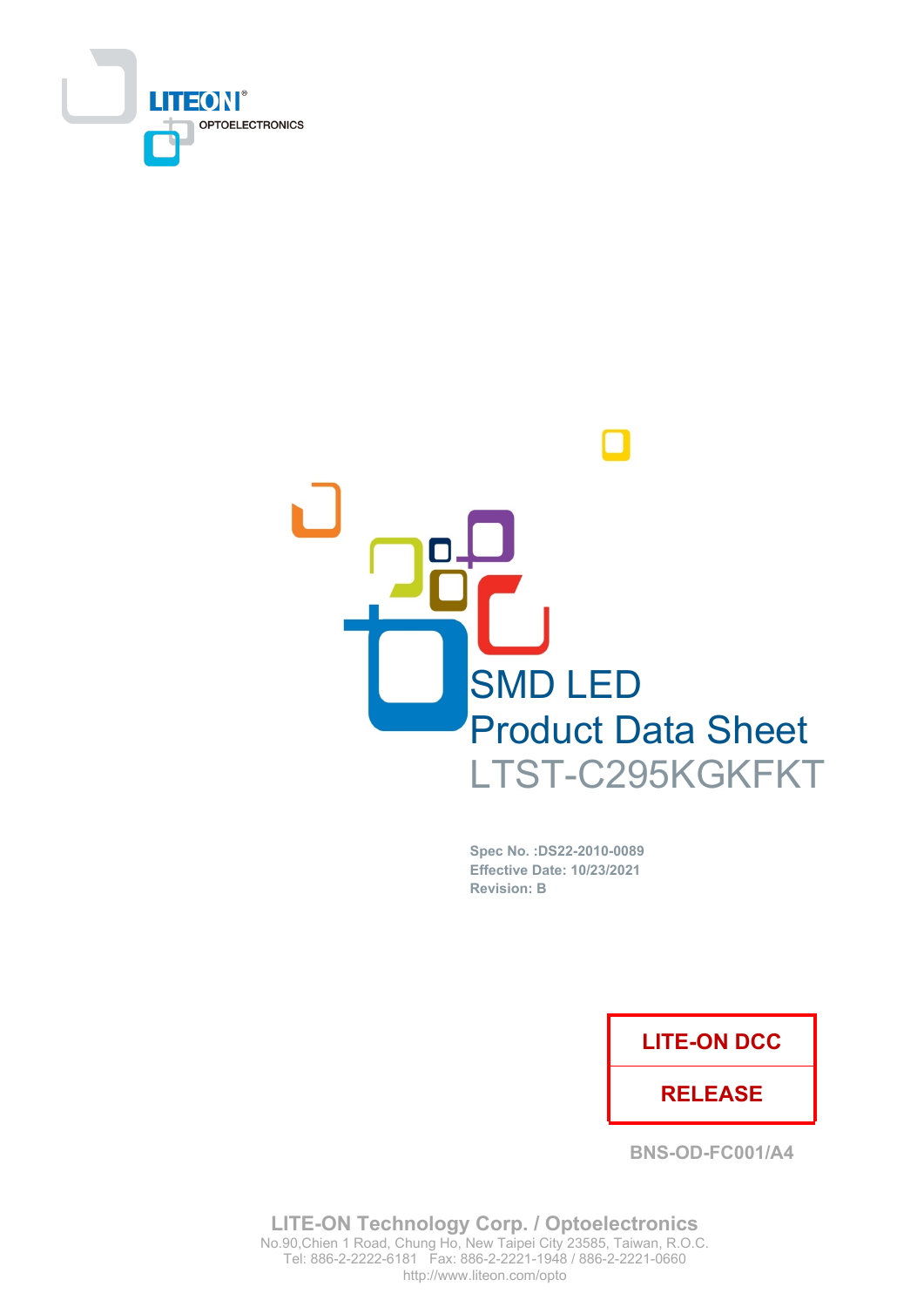LITEON®
OPTOELECTRONICS

# SMD LED
# Product Data Sheet
# LTST-C295KGKFKT

**Spec No. :DS22-2010-0089**
**Effective Date: 10/23/2021**
**Revision: B**

| LITE-ON DCC |
| --- |
| RELEASE |

BNS-OD-FC001/A4

**LITE-ON Technology Corp. / Optoelectronics**
No.90,Chien 1 Road, Chung Ho, New Taipei City 23585, Taiwan, R.O.C.
Tel: 886-2-2222-6181 Fax: 886-2-2221-1948 / 886-2-2221-0660
http://www.liteon.com/opto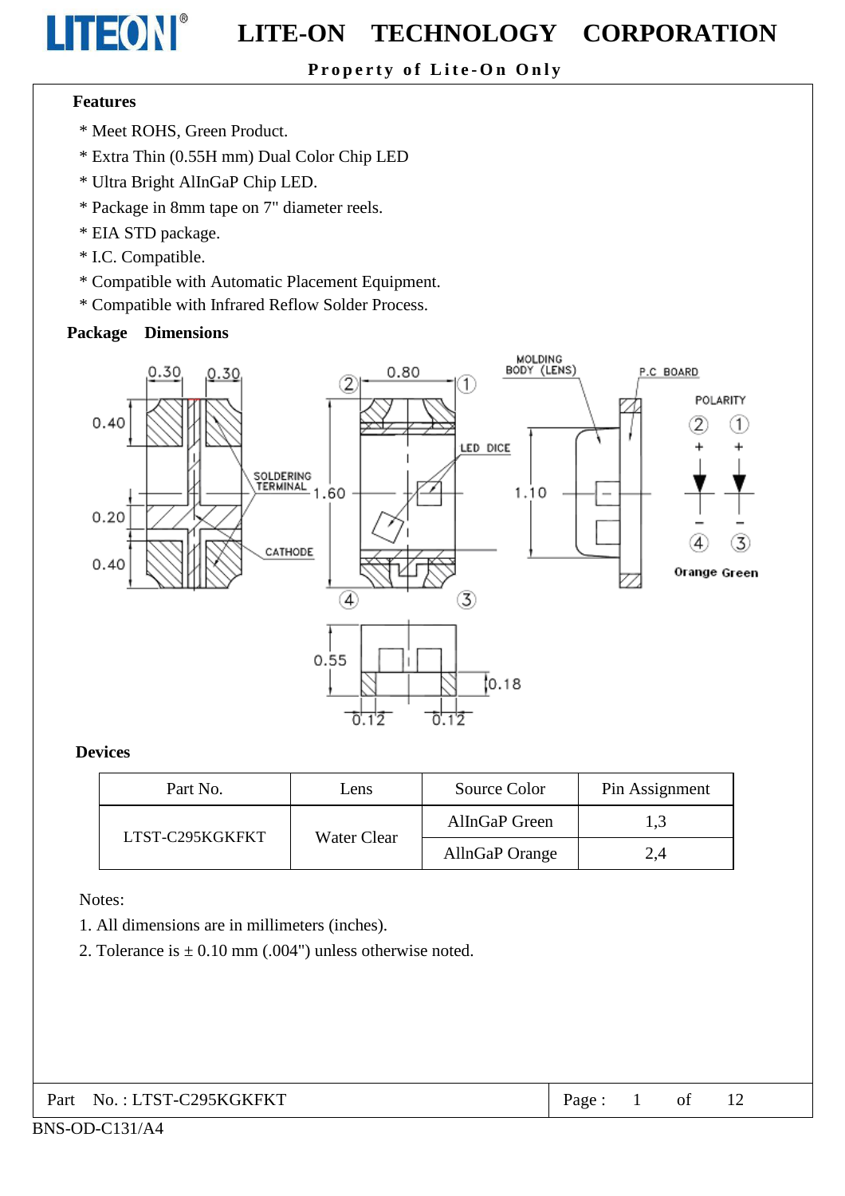### Features

* Meet ROHS, Green Product.
* Extra Thin (0.55H mm) Dual Color Chip LED
* Ultra Bright AlInGaP Chip LED.
* Package in 8mm tape on 7" diameter reels.
* EIA STD package.
* I.C. Compatible.
* Compatible with Automatic Placement Equipment.
* Compatible with Infrared Reflow Solder Process.

### Package Dimensions

### Devices

| Part No. | Lens | Source Color | Pin Assignment |
|---|---|---|---|
| LTST-C295KGKFKT | Water Clear | AlInGaP Green | 1,3 |
| | | AllnGaP Orange | 2,4 |

Notes:

1. All dimensions are in millimeters (inches).
2. Tolerance is ± 0.10 mm (.004") unless otherwise noted.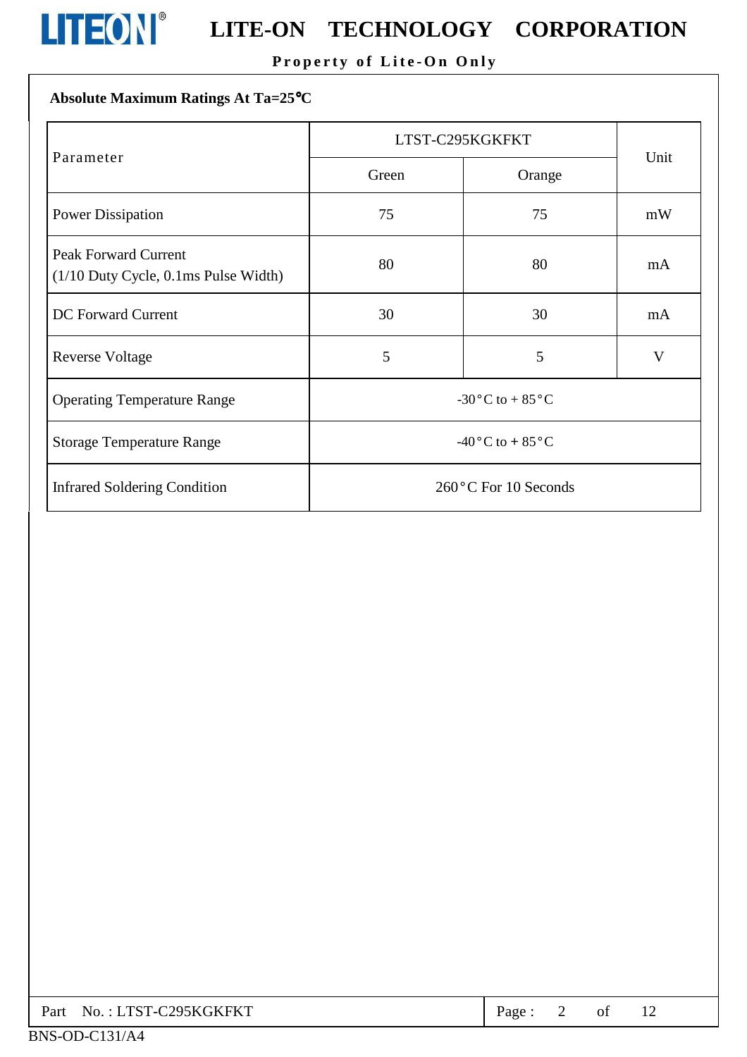**Absolute Maximum Ratings At Ta=25°C**

| Parameter | LTST-C295KGKFKT | | Unit |
|---|---|---|---|
| | Green | Orange | |
| Power Dissipation | 75 | 75 | mW |
| Peak Forward Current (1/10 Duty Cycle, 0.1ms Pulse Width) | 80 | 80 | mA |
| DC Forward Current | 30 | 30 | mA |
| Reverse Voltage | 5 | 5 | V |
| Operating Temperature Range | -30°C to + 85°C | | |
| Storage Temperature Range | -40°C to + 85°C | | |
| Infrared Soldering Condition | 260°C For 10 Seconds | | |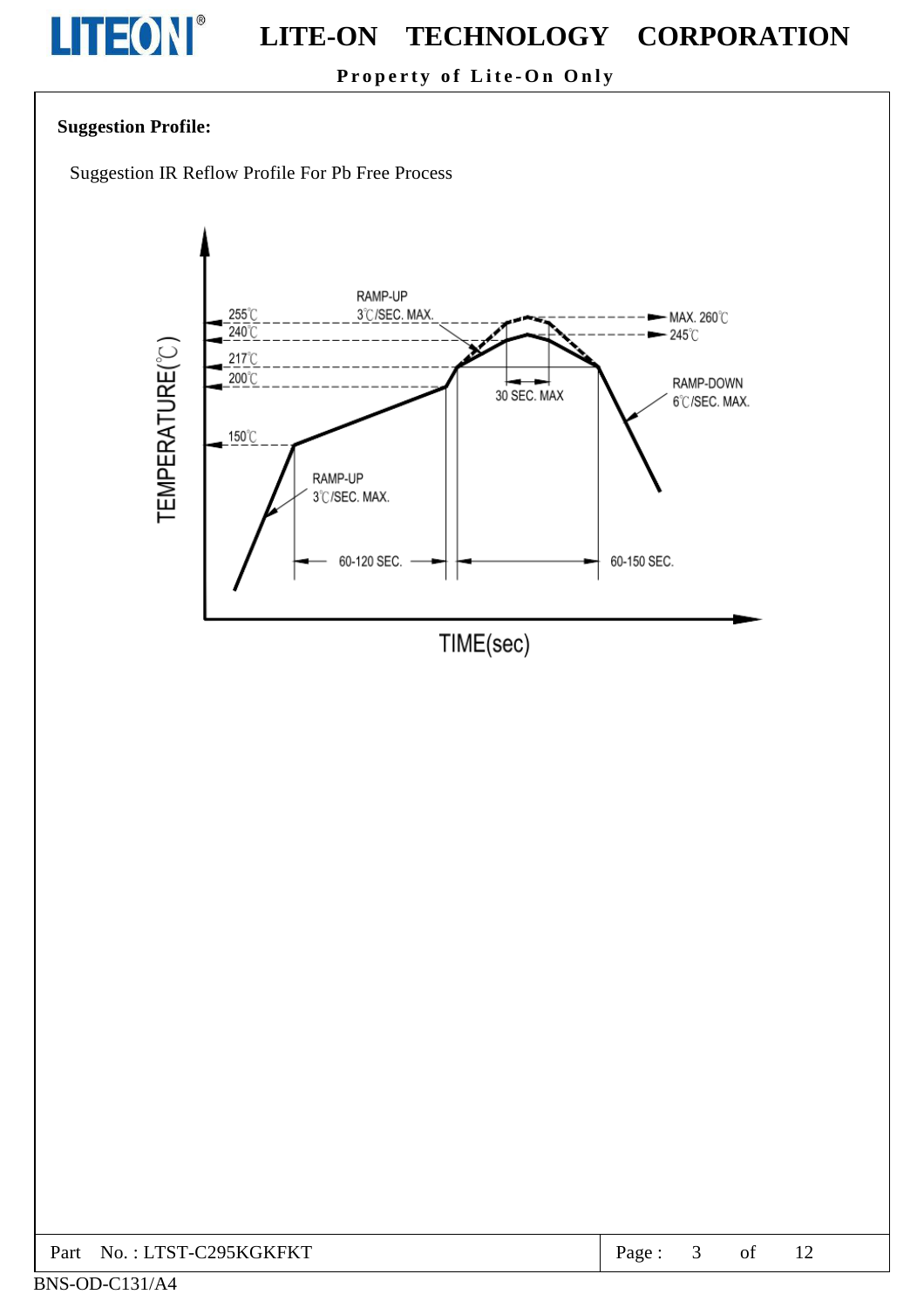**Suggestion Profile:**

Suggestion IR Reflow Profile For Pb Free Process

RAMP-UP
3℃/SEC. MAX.

255℃
240℃
217℃
200℃
150℃

MAX. 260℃
245℃

30 SEC. MAX

RAMP-DOWN
6℃/SEC. MAX.

RAMP-UP
3℃/SEC. MAX.

60-120 SEC.

60-150 SEC.

TEMPERATURE(℃)

TIME(sec)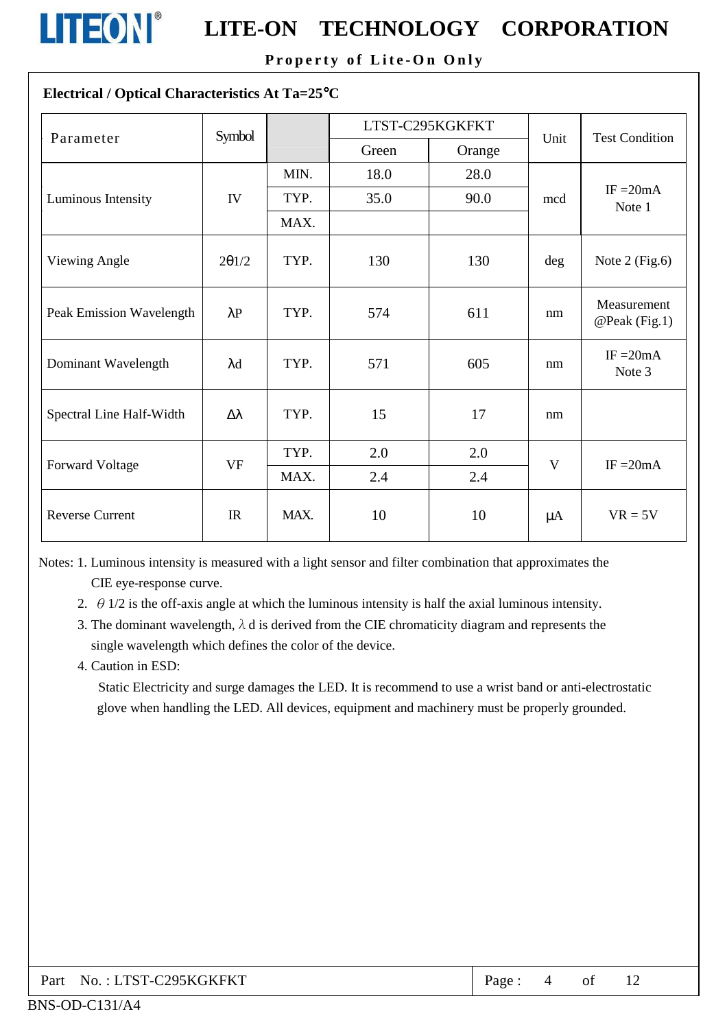## Electrical / Optical Characteristics At Ta=25°C

| Parameter | Symbol | | LTST-C295KGKFKT | | Unit | Test Condition |
|---|---|---|---|---|---|---|
| | | | Green | Orange | | |
| Luminous Intensity | IV | MIN. | 18.0 | 28.0 | mcd | IF =20mA Note 1 |
| | | TYP. | 35.0 | 90.0 | | |
| | | MAX. | | | | |
| Viewing Angle | 2θ1/2 | TYP. | 130 | 130 | deg | Note 2 (Fig.6) |
| Peak Emission Wavelength | λP | TYP. | 574 | 611 | nm | Measurement @Peak (Fig.1) |
| Dominant Wavelength | λd | TYP. | 571 | 605 | nm | IF =20mA Note 3 |
| Spectral Line Half-Width | Δλ | TYP. | 15 | 17 | nm | |
| Forward Voltage | VF | TYP. | 2.0 | 2.0 | V | IF =20mA |
| | | MAX. | 2.4 | 2.4 | | |
| Reverse Current | IR | MAX. | 10 | 10 | μA | VR = 5V |

Notes: 1. Luminous intensity is measured with a light sensor and filter combination that approximates the CIE eye-response curve.

2. θ 1/2 is the off-axis angle at which the luminous intensity is half the axial luminous intensity.

3. The dominant wavelength, λ d is derived from the CIE chromaticity diagram and represents the single wavelength which defines the color of the device.

4. Caution in ESD:

   Static Electricity and surge damages the LED. It is recommend to use a wrist band or anti-electrostatic glove when handling the LED. All devices, equipment and machinery must be properly grounded.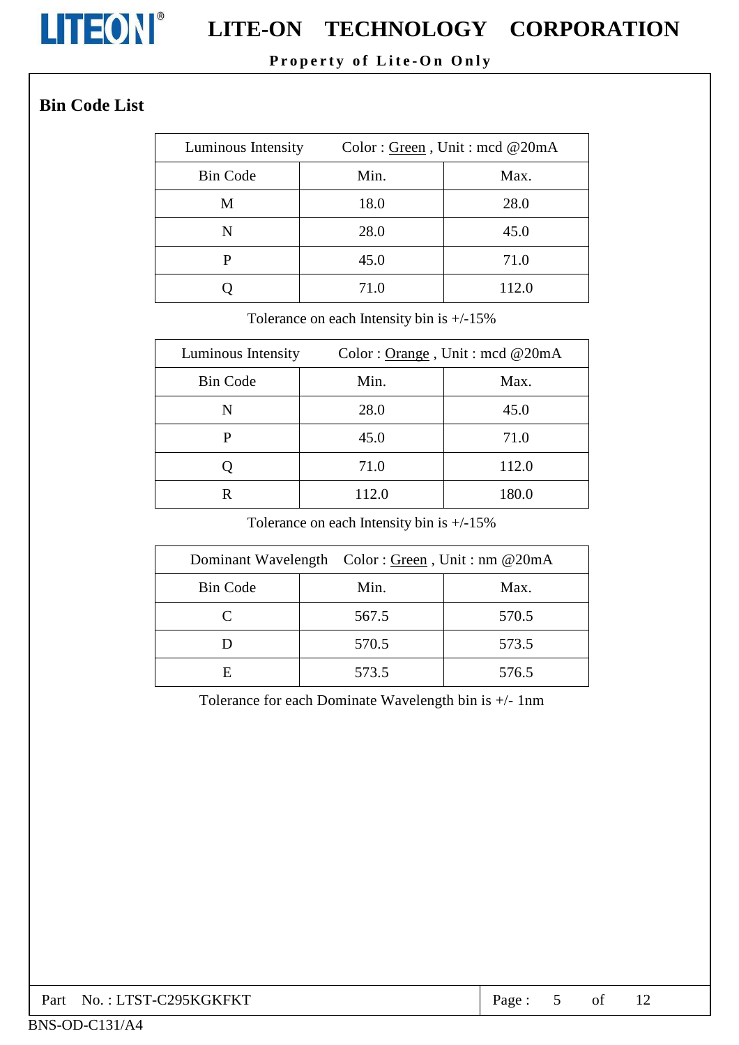## Bin Code List

| Luminous Intensity | Color : Green , Unit : mcd @20mA | |
|---|---|---|
| Bin Code | Min. | Max. |
| M | 18.0 | 28.0 |
| N | 28.0 | 45.0 |
| P | 45.0 | 71.0 |
| Q | 71.0 | 112.0 |

Tolerance on each Intensity bin is +/-15%

| Luminous Intensity | Color : Orange , Unit : mcd @20mA | |
|---|---|---|
| Bin Code | Min. | Max. |
| N | 28.0 | 45.0 |
| P | 45.0 | 71.0 |
| Q | 71.0 | 112.0 |
| R | 112.0 | 180.0 |

Tolerance on each Intensity bin is +/-15%

| Dominant Wavelength | Color : Green , Unit : nm @20mA | |
|---|---|---|
| Bin Code | Min. | Max. |
| C | 567.5 | 570.5 |
| D | 570.5 | 573.5 |
| E | 573.5 | 576.5 |

Tolerance for each Dominate Wavelength bin is +/- 1nm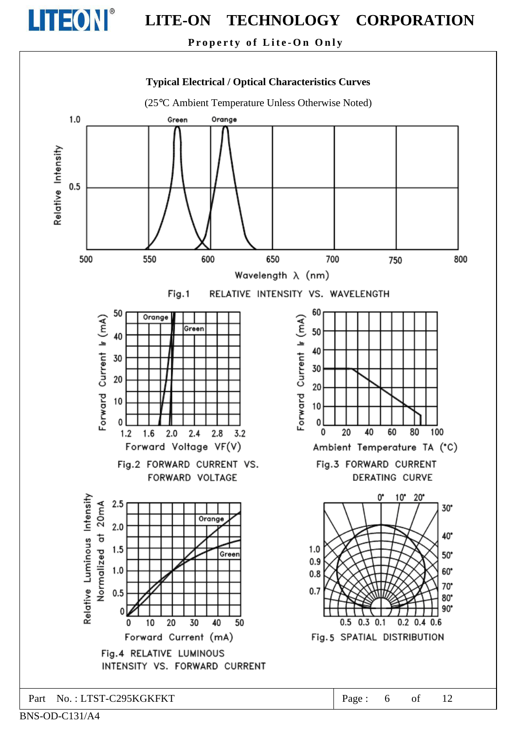## Typical Electrical / Optical Characteristics Curves

(25°C Ambient Temperature Unless Otherwise Noted)

Fig.1 RELATIVE INTENSITY VS. WAVELENGTH

Fig.2 FORWARD CURRENT VS. FORWARD VOLTAGE

Fig.3 FORWARD CURRENT DERATING CURVE

Fig.4 RELATIVE LUMINOUS INTENSITY VS. FORWARD CURRENT

Fig.5 SPATIAL DISTRIBUTION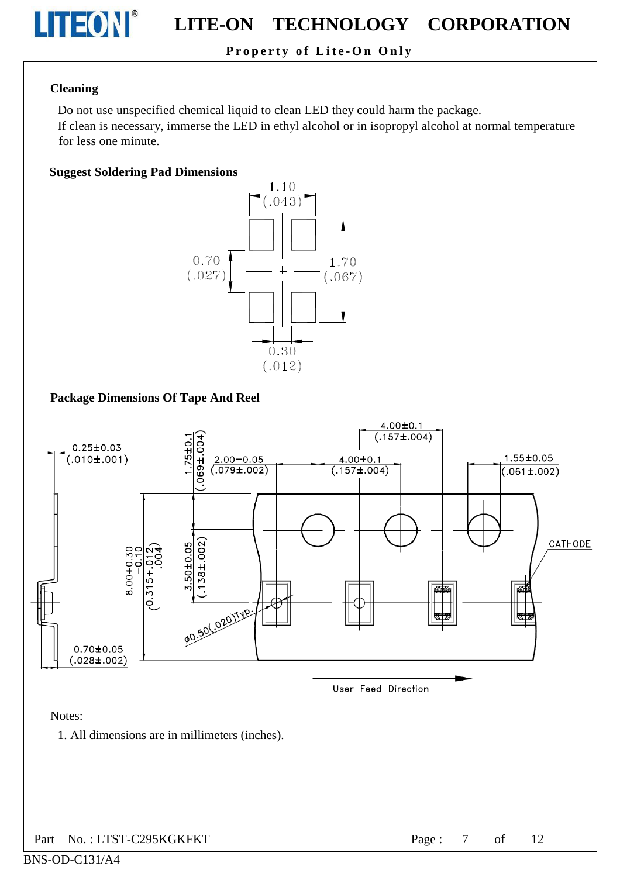### Cleaning

Do not use unspecified chemical liquid to clean LED they could harm the package.
If clean is necessary, immerse the LED in ethyl alcohol or in isopropyl alcohol at normal temperature for less one minute.

### Suggest Soldering Pad Dimensions

### Package Dimensions Of Tape And Reel

Notes:

1. All dimensions are in millimeters (inches).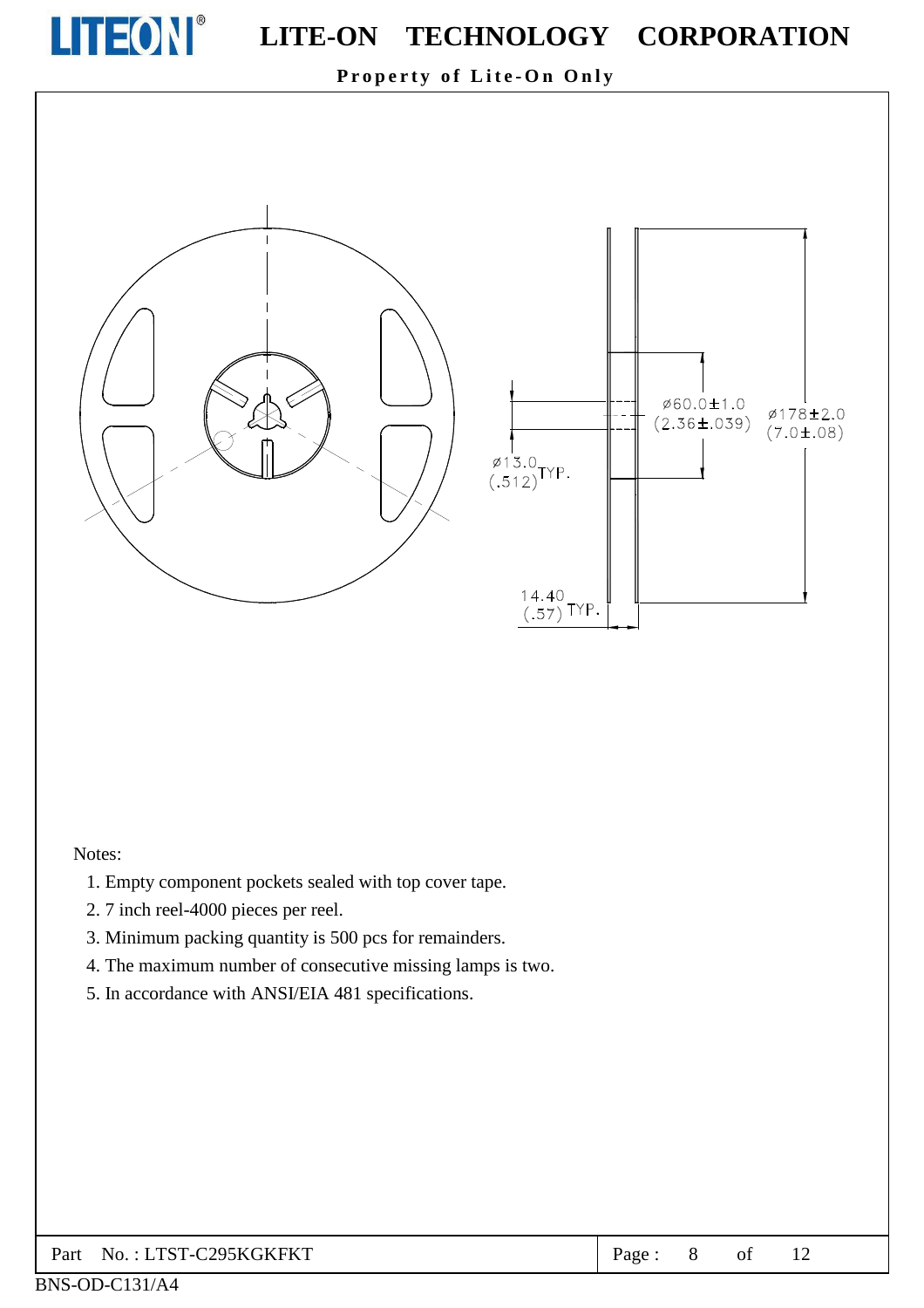Notes:

1. Empty component pockets sealed with top cover tape.
2. 7 inch reel-4000 pieces per reel.
3. Minimum packing quantity is 500 pcs for remainders.
4. The maximum number of consecutive missing lamps is two.
5. In accordance with ANSI/EIA 481 specifications.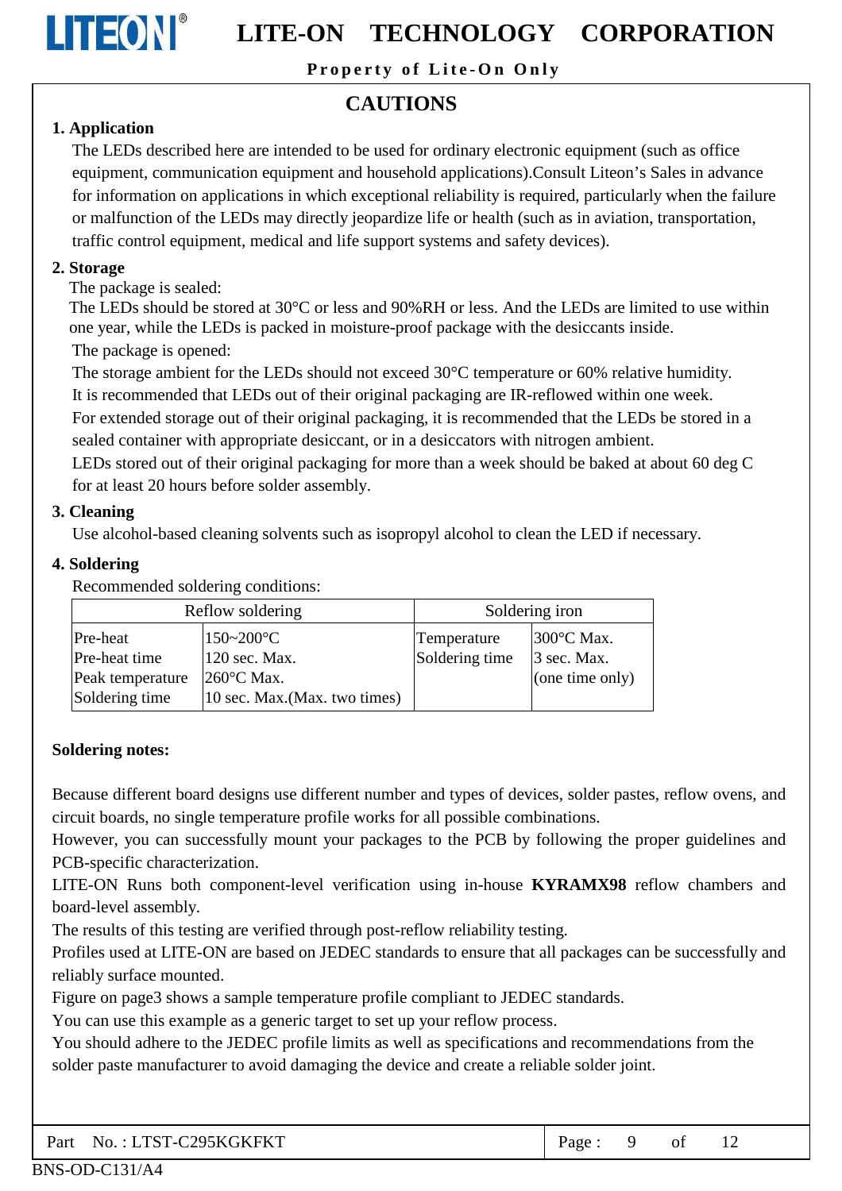## CAUTIONS

### 1. Application

The LEDs described here are intended to be used for ordinary electronic equipment (such as office equipment, communication equipment and household applications).Consult Liteon's Sales in advance for information on applications in which exceptional reliability is required, particularly when the failure or malfunction of the LEDs may directly jeopardize life or health (such as in aviation, transportation, traffic control equipment, medical and life support systems and safety devices).

### 2. Storage

The package is sealed:

The LEDs should be stored at 30°C or less and 90%RH or less. And the LEDs are limited to use within one year, while the LEDs is packed in moisture-proof package with the desiccants inside.

The package is opened:

The storage ambient for the LEDs should not exceed 30°C temperature or 60% relative humidity.

It is recommended that LEDs out of their original packaging are IR-reflowed within one week.

For extended storage out of their original packaging, it is recommended that the LEDs be stored in a sealed container with appropriate desiccant, or in a desiccators with nitrogen ambient.

LEDs stored out of their original packaging for more than a week should be baked at about 60 deg C for at least 20 hours before solder assembly.

### 3. Cleaning

Use alcohol-based cleaning solvents such as isopropyl alcohol to clean the LED if necessary.

### 4. Soldering

Recommended soldering conditions:

| Reflow soldering | | Soldering iron | |
|---|---|---|---|
| Pre-heat<br>Pre-heat time<br>Peak temperature<br>Soldering time | 150~200°C<br>120 sec. Max.<br>260°C Max.<br>10 sec. Max.(Max. two times) | Temperature<br>Soldering time | 300°C Max.<br>3 sec. Max.<br>(one time only) |

**Soldering notes:**

Because different board designs use different number and types of devices, solder pastes, reflow ovens, and circuit boards, no single temperature profile works for all possible combinations.

However, you can successfully mount your packages to the PCB by following the proper guidelines and PCB-specific characterization.

LITE-ON Runs both component-level verification using in-house **KYRAMX98** reflow chambers and board-level assembly.

The results of this testing are verified through post-reflow reliability testing.

Profiles used at LITE-ON are based on JEDEC standards to ensure that all packages can be successfully and reliably surface mounted.

Figure on page3 shows a sample temperature profile compliant to JEDEC standards.

You can use this example as a generic target to set up your reflow process.

You should adhere to the JEDEC profile limits as well as specifications and recommendations from the solder paste manufacturer to avoid damaging the device and create a reliable solder joint.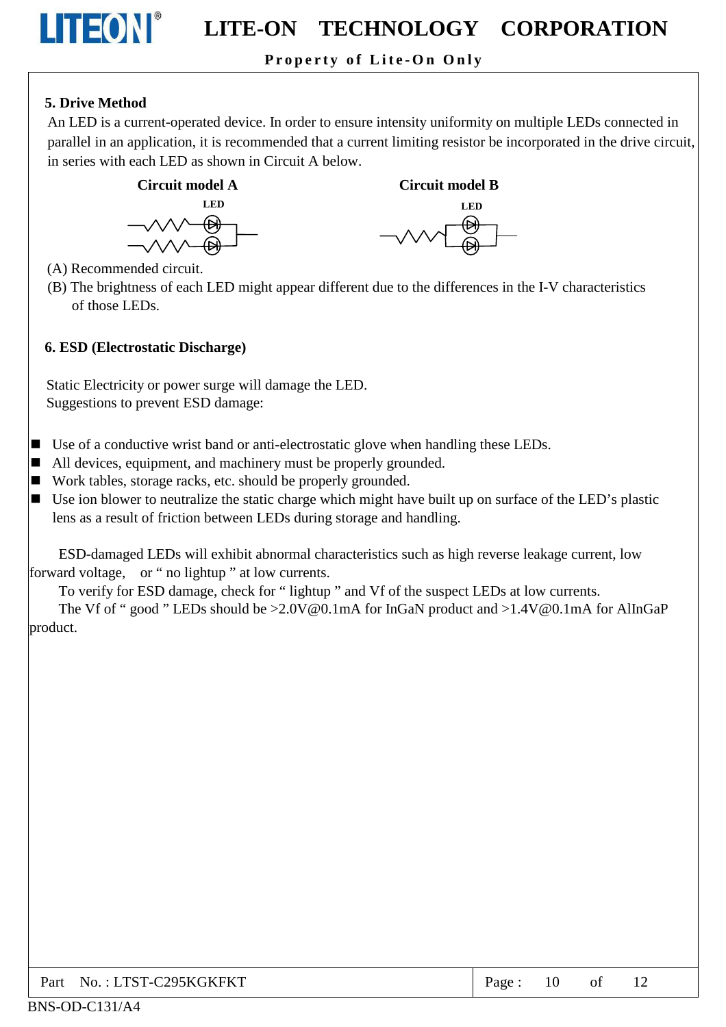### 5. Drive Method

An LED is a current-operated device. In order to ensure intensity uniformity on multiple LEDs connected in parallel in an application, it is recommended that a current limiting resistor be incorporated in the drive circuit, in series with each LED as shown in Circuit A below.

**Circuit model A** — LED

**Circuit model B** — LED

(A) Recommended circuit.

(B) The brightness of each LED might appear different due to the differences in the I-V characteristics of those LEDs.

### 6. ESD (Electrostatic Discharge)

Static Electricity or power surge will damage the LED.
Suggestions to prevent ESD damage:

- Use of a conductive wrist band or anti-electrostatic glove when handling these LEDs.
- All devices, equipment, and machinery must be properly grounded.
- Work tables, storage racks, etc. should be properly grounded.
- Use ion blower to neutralize the static charge which might have built up on surface of the LED's plastic lens as a result of friction between LEDs during storage and handling.

ESD-damaged LEDs will exhibit abnormal characteristics such as high reverse leakage current, low forward voltage, or " no lightup " at low currents.

To verify for ESD damage, check for " lightup " and Vf of the suspect LEDs at low currents.

The Vf of " good " LEDs should be >2.0V@0.1mA for InGaN product and >1.4V@0.1mA for AlInGaP product.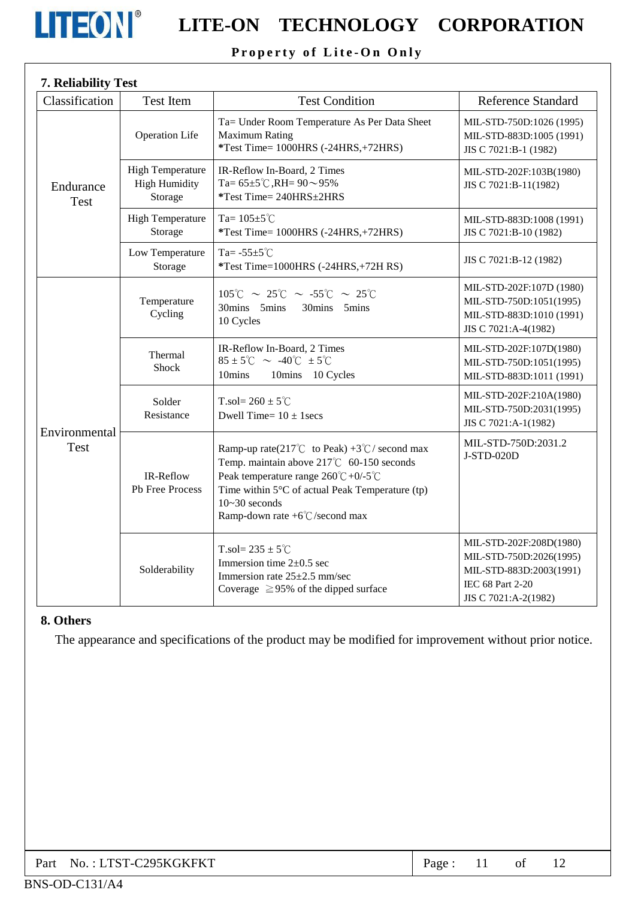## 7. Reliability Test

| Classification | Test Item | Test Condition | Reference Standard |
|---|---|---|---|
| Endurance Test | Operation Life | Ta= Under Room Temperature As Per Data Sheet Maximum Rating<br>*Test Time= 1000HRS (-24HRS,+72HRS) | MIL-STD-750D:1026 (1995)<br>MIL-STD-883D:1005 (1991)<br>JIS C 7021:B-1 (1982) |
| | High Temperature High Humidity Storage | IR-Reflow In-Board, 2 Times<br>Ta= 65±5℃,RH= 90～95%<br>*Test Time= 240HRS±2HRS | MIL-STD-202F:103B(1980)<br>JIS C 7021:B-11(1982) |
| | High Temperature Storage | Ta= 105±5℃<br>*Test Time= 1000HRS (-24HRS,+72HRS) | MIL-STD-883D:1008 (1991)<br>JIS C 7021:B-10 (1982) |
| | Low Temperature Storage | Ta= -55±5℃<br>*Test Time=1000HRS (-24HRS,+72H RS) | JIS C 7021:B-12 (1982) |
| Environmental Test | Temperature Cycling | 105℃ ～ 25℃ ～ -55℃ ～ 25℃<br>30mins 5mins 30mins 5mins<br>10 Cycles | MIL-STD-202F:107D (1980)<br>MIL-STD-750D:1051(1995)<br>MIL-STD-883D:1010 (1991)<br>JIS C 7021:A-4(1982) |
| | Thermal Shock | IR-Reflow In-Board, 2 Times<br>85 ± 5℃ ～ -40℃ ± 5℃<br>10mins 10mins 10 Cycles | MIL-STD-202F:107D(1980)<br>MIL-STD-750D:1051(1995)<br>MIL-STD-883D:1011 (1991) |
| | Solder Resistance | T.sol= 260 ± 5℃<br>Dwell Time= 10 ± 1secs | MIL-STD-202F:210A(1980)<br>MIL-STD-750D:2031(1995)<br>JIS C 7021:A-1(1982) |
| | IR-Reflow Pb Free Process | Ramp-up rate(217℃ to Peak) +3℃/ second max<br>Temp. maintain above 217℃ 60-150 seconds<br>Peak temperature range 260℃+0/-5℃<br>Time within 5°C of actual Peak Temperature (tp) 10~30 seconds<br>Ramp-down rate +6℃/second max | MIL-STD-750D:2031.2<br>J-STD-020D |
| | Solderability | T.sol= 235 ± 5℃<br>Immersion time 2±0.5 sec<br>Immersion rate 25±2.5 mm/sec<br>Coverage ≧95% of the dipped surface | MIL-STD-202F:208D(1980)<br>MIL-STD-750D:2026(1995)<br>MIL-STD-883D:2003(1991)<br>IEC 68 Part 2-20<br>JIS C 7021:A-2(1982) |

## 8. Others

The appearance and specifications of the product may be modified for improvement without prior notice.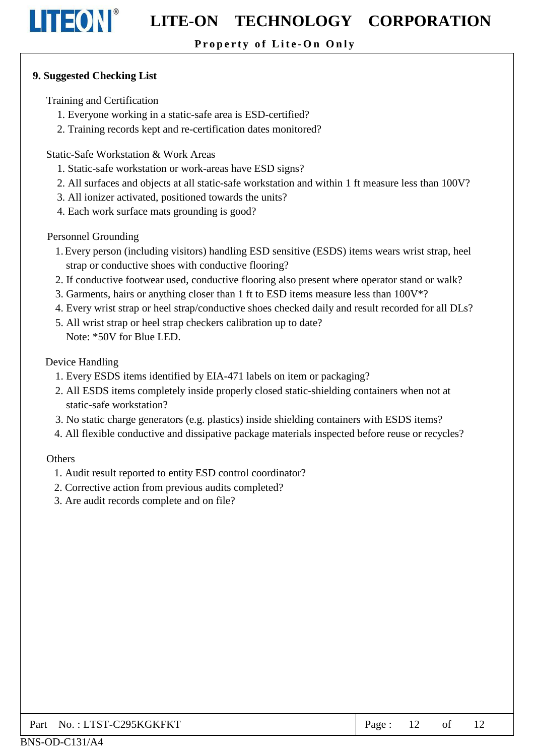## 9. Suggested Checking List

Training and Certification

1. Everyone working in a static-safe area is ESD-certified?
2. Training records kept and re-certification dates monitored?

Static-Safe Workstation & Work Areas

1. Static-safe workstation or work-areas have ESD signs?
2. All surfaces and objects at all static-safe workstation and within 1 ft measure less than 100V?
3. All ionizer activated, positioned towards the units?
4. Each work surface mats grounding is good?

Personnel Grounding

1. Every person (including visitors) handling ESD sensitive (ESDS) items wears wrist strap, heel strap or conductive shoes with conductive flooring?
2. If conductive footwear used, conductive flooring also present where operator stand or walk?
3. Garments, hairs or anything closer than 1 ft to ESD items measure less than 100V*?
4. Every wrist strap or heel strap/conductive shoes checked daily and result recorded for all DLs?
5. All wrist strap or heel strap checkers calibration up to date?
   Note: *50V for Blue LED.

Device Handling

1. Every ESDS items identified by EIA-471 labels on item or packaging?
2. All ESDS items completely inside properly closed static-shielding containers when not at static-safe workstation?
3. No static charge generators (e.g. plastics) inside shielding containers with ESDS items?
4. All flexible conductive and dissipative package materials inspected before reuse or recycles?

Others

1. Audit result reported to entity ESD control coordinator?
2. Corrective action from previous audits completed?
3. Are audit records complete and on file?